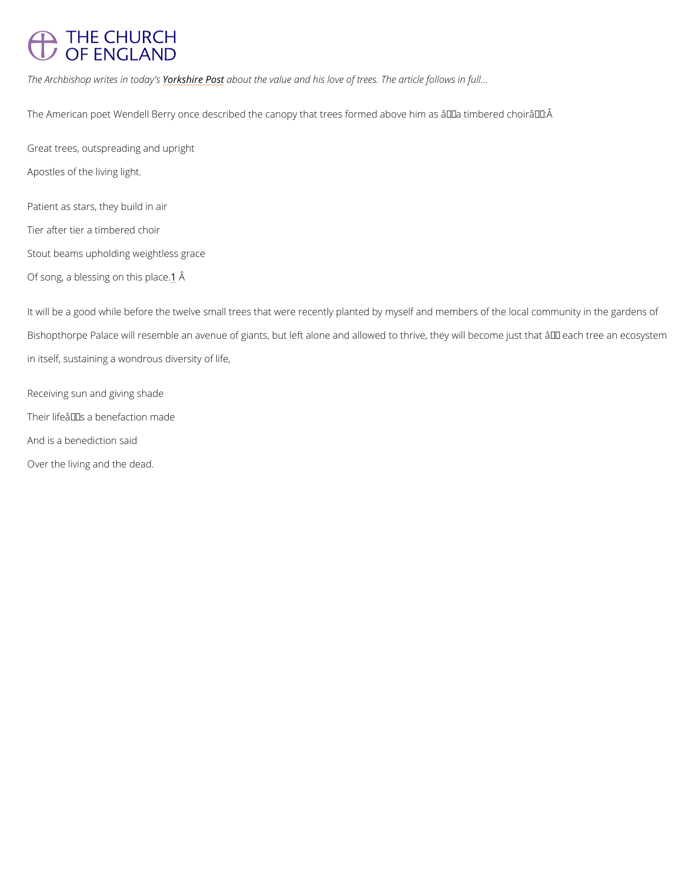*The Archbishop writes in today's Yorkshire Post about the value and his love of trees. The article follows in full...*

The American poet Wendell Berry once described the canopy that trees formed above him as âa timbered choirâ:Â 

Great trees, outspreading and upright

Apostles of the living light.

Patient as stars, they build in air

Tier after tier a timbered choir

Stout beams upholding weightless grace

Of song, a blessing on this place.[1] Â 

It will be a good while before the twelve small trees that were recently planted by myself and members of the local community in the gardens of Bishopthorpe Palace will resemble an avenue of giants, but left alone and allowed to thrive, they will become just that â each tree an ecosystem in itself, sustaining a wondrous diversity of life,

Receiving sun and giving shade

Their lifeâs a benefaction made

And is a benediction said

Over the living and the dead.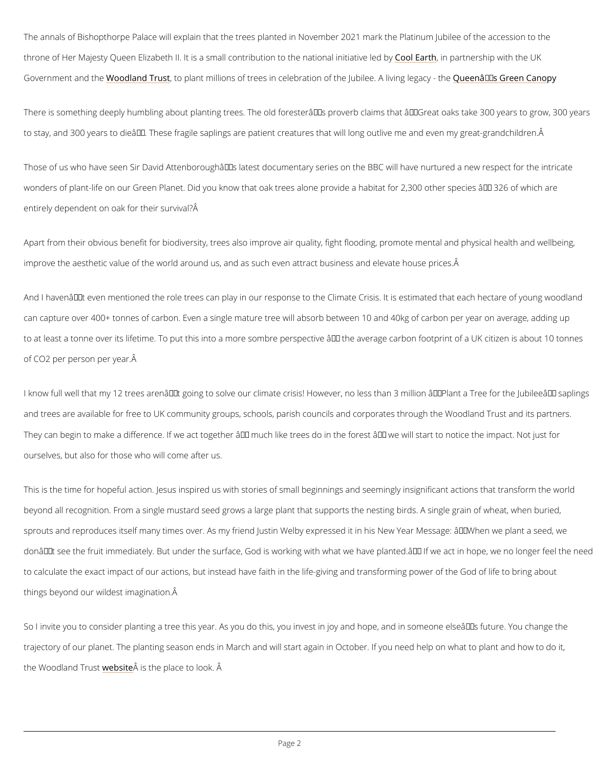The annals of Bishopthorpe Palace will explain that the trees planted in November 2021 mark the Platinum Jubilee of the accession to the throne of Her Majesty Queen Elizabeth II. It is a small contribution to the national initiative led by Cool Earth, in partnership with the UK Government and the Woodland Trust, to plant millions of trees in celebration of the Jubilee. A living legacy - the Queen’s Green Canopy

There is something deeply humbling about planting trees. The old forester’s proverb claims that “Great oaks take 300 years to grow, 300 years to stay, and 300 years to die”. These fragile saplings are patient creatures that will long outlive me and even my great-grandchildren.

Those of us who have seen Sir David Attenborough’s latest documentary series on the BBC will have nurtured a new respect for the intricate wonders of plant-life on our Green Planet. Did you know that oak trees alone provide a habitat for 2,300 other species – 326 of which are entirely dependent on oak for their survival?

Apart from their obvious benefit for biodiversity, trees also improve air quality, fight flooding, promote mental and physical health and wellbeing, improve the aesthetic value of the world around us, and as such even attract business and elevate house prices.

And I haven’t even mentioned the role trees can play in our response to the Climate Crisis. It is estimated that each hectare of young woodland can capture over 400+ tonnes of carbon. Even a single mature tree will absorb between 10 and 40kg of carbon per year on average, adding up to at least a tonne over its lifetime. To put this into a more sombre perspective – the average carbon footprint of a UK citizen is about 10 tonnes of $CO_2$ per person per year.

I know full well that my 12 trees aren’t going to solve our climate crisis! However, no less than 3 million “Plant a Tree for the Jubilee” saplings and trees are available for free to UK community groups, schools, parish councils and corporates through the Woodland Trust and its partners. They can begin to make a difference. If we act together – much like trees do in the forest – we will start to notice the impact. Not just for ourselves, but also for those who will come after us.

This is the time for hopeful action. Jesus inspired us with stories of small beginnings and seemingly insignificant actions that transform the world beyond all recognition. From a single mustard seed grows a large plant that supports the nesting birds. A single grain of wheat, when buried, sprouts and reproduces itself many times over. As my friend Justin Welby expressed it in his New Year Message: “When we plant a seed, we don’t see the fruit immediately. But under the surface, God is working with what we have planted.” If we act in hope, we no longer feel the need to calculate the exact impact of our actions, but instead have faith in the life-giving and transforming power of the God of life to bring about things beyond our wildest imagination.

So I invite you to consider planting a tree this year. As you do this, you invest in joy and hope, and in someone else’s future. You change the trajectory of our planet. The planting season ends in March and will start again in October. If you need help on what to plant and how to do it, the Woodland Trust website is the place to look.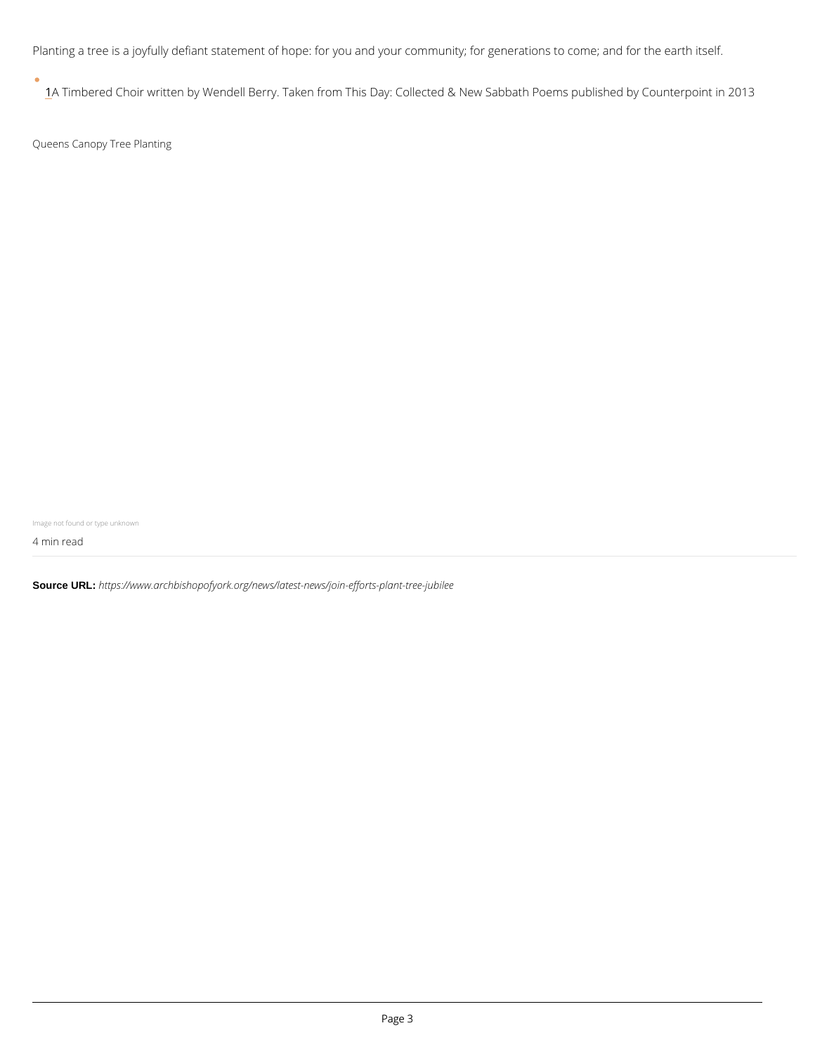Planting a tree is a joyfully defiant statement of hope: for you and your community; for generations to come; and for the earth itself.

- 1A Timbered Choir written by Wendell Berry. Taken from This Day: Collected & New Sabbath Poems published by Counterpoint in 2013

Queens Canopy Tree Planting

Image not found or type unknown

4 min read

**Source URL:** *https://www.archbishopofyork.org/news/latest-news/join-efforts-plant-tree-jubilee*